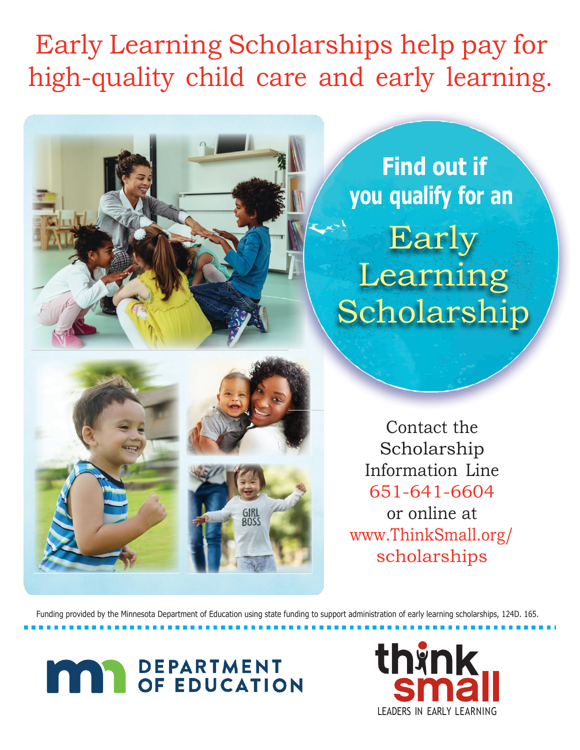# Early Learning Scholarships help pay for high-quality child care and early learning.

**Find out if you qualify for an**

## Early Learning Scholarship

Contact the Scholarship Information Line 651-641-6604 or online at www.ThinkSmall.org/scholarships

Funding provided by the Minnesota Department of Education using state funding to support administration of early learning scholarships, 124D. 165.

DEPARTMENT OF EDUCATION

think small
LEADERS IN EARLY LEARNING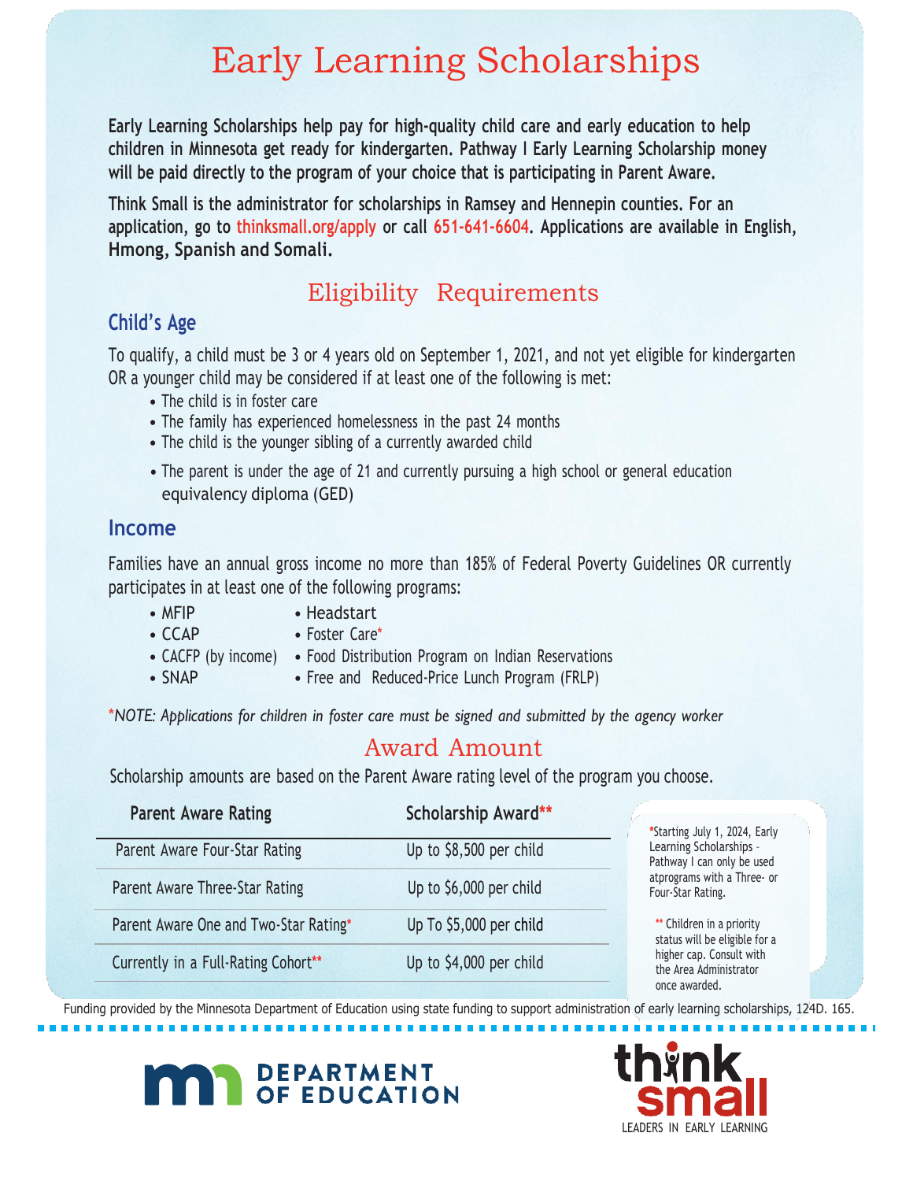# Early Learning Scholarships

**Early Learning Scholarships help pay for high-quality child care and early education to help children in Minnesota get ready for kindergarten. Pathway I Early Learning Scholarship money will be paid directly to the program of your choice that is participating in Parent Aware.**

**Think Small is the administrator for scholarships in Ramsey and Hennepin counties. For an application, go to thinksmall.org/apply or call 651-641-6604. Applications are available in English, Hmong, Spanish and Somali.**

## Eligibility Requirements

### Child's Age

To qualify, a child must be 3 or 4 years old on September 1, 2021, and not yet eligible for kindergarten OR a younger child may be considered if at least one of the following is met:

- The child is in foster care
- The family has experienced homelessness in the past 24 months
- The child is the younger sibling of a currently awarded child
- The parent is under the age of 21 and currently pursuing a high school or general education equivalency diploma (GED)

### Income

Families have an annual gross income no more than 185% of Federal Poverty Guidelines OR currently participates in at least one of the following programs:

- MFIP
- CCAP
- CACFP (by income)
- SNAP
- Headstart
- Foster Care*
- Food Distribution Program on Indian Reservations
- Free and Reduced-Price Lunch Program (FRLP)

*\*NOTE: Applications for children in foster care must be signed and submitted by the agency worker*

## Award Amount

Scholarship amounts are based on the Parent Aware rating level of the program you choose.

| Parent Aware Rating | Scholarship Award** |
|---|---|
| Parent Aware Four-Star Rating | Up to $8,500 per child |
| Parent Aware Three-Star Rating | Up to $6,000 per child |
| Parent Aware One and Two-Star Rating* | Up To $5,000 per child |
| Currently in a Full-Rating Cohort** | Up to $4,000 per child |

*Starting July 1, 2024, Early Learning Scholarships - Pathway I can only be used atprograms with a Three- or Four-Star Rating.

** Children in a priority status will be eligible for a higher cap. Consult with the Area Administrator once awarded.

Funding provided by the Minnesota Department of Education using state funding to support administration of early learning scholarships, 124D. 165.

DEPARTMENT OF EDUCATION

think small

LEADERS IN EARLY LEARNING